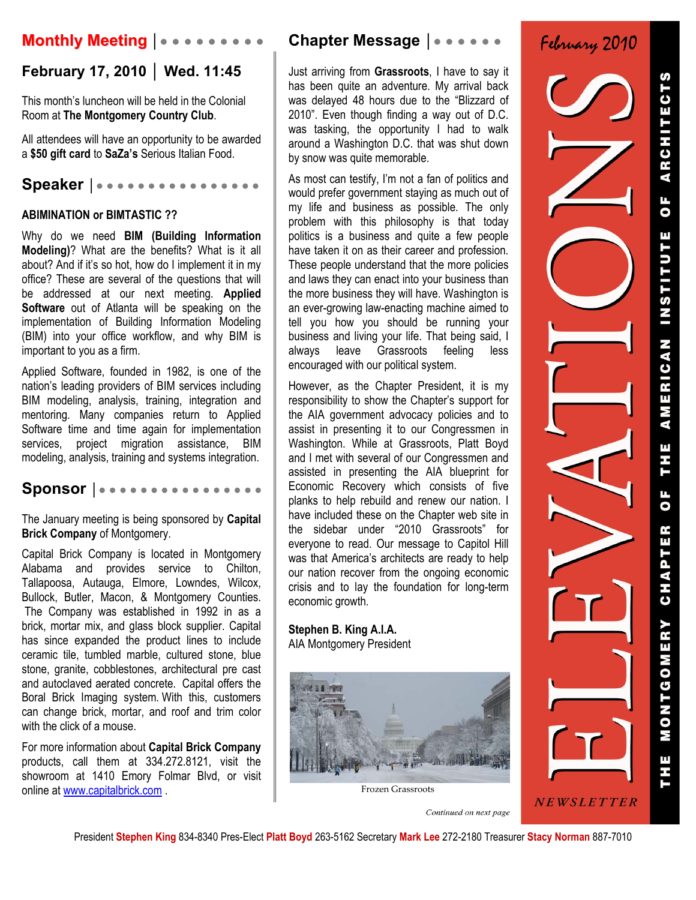# ELEVATIONS NEWSLETTER

February 2010

THE MONTGOMERY CHAPTER OF THE AMERICAN INSTITUTE OF ARCHITECTS

## Monthly Meeting

### February 17, 2010 | Wed. 11:45

This month's luncheon will be held in the Colonial Room at **The Montgomery Country Club**.

All attendees will have an opportunity to be awarded a **$50 gift card** to **SaZa's** Serious Italian Food.

## Speaker

### ABIMINATION or BIMTASTIC ??

Why do we need **BIM (Building Information Modeling)**? What are the benefits? What is it all about? And if it's so hot, how do I implement it in my office? These are several of the questions that will be addressed at our next meeting. **Applied Software** out of Atlanta will be speaking on the implementation of Building Information Modeling (BIM) into your office workflow, and why BIM is important to you as a firm.

Applied Software, founded in 1982, is one of the nation's leading providers of BIM services including BIM modeling, analysis, training, integration and mentoring. Many companies return to Applied Software time and time again for implementation services, project migration assistance, BIM modeling, analysis, training and systems integration.

## Sponsor

The January meeting is being sponsored by **Capital Brick Company** of Montgomery.

Capital Brick Company is located in Montgomery Alabama and provides service to Chilton, Tallapoosa, Autauga, Elmore, Lowndes, Wilcox, Bullock, Butler, Macon, & Montgomery Counties. The Company was established in 1992 in as a brick, mortar mix, and glass block supplier. Capital has since expanded the product lines to include ceramic tile, tumbled marble, cultured stone, blue stone, granite, cobblestones, architectural pre cast and autoclaved aerated concrete. Capital offers the Boral Brick Imaging system. With this, customers can change brick, mortar, and roof and trim color with the click of a mouse.

For more information about **Capital Brick Company** products, call them at 334.272.8121, visit the showroom at 1410 Emory Folmar Blvd, or visit online at www.capitalbrick.com .

## Chapter Message

Just arriving from **Grassroots**, I have to say it has been quite an adventure. My arrival back was delayed 48 hours due to the "Blizzard of 2010". Even though finding a way out of D.C. was tasking, the opportunity I had to walk around a Washington D.C. that was shut down by snow was quite memorable.

As most can testify, I'm not a fan of politics and would prefer government staying as much out of my life and business as possible. The only problem with this philosophy is that today politics is a business and quite a few people have taken it on as their career and profession. These people understand that the more policies and laws they can enact into your business than the more business they will have. Washington is an ever-growing law-enacting machine aimed to tell you how you should be running your business and living your life. That being said, I always leave Grassroots feeling less encouraged with our political system.

However, as the Chapter President, it is my responsibility to show the Chapter's support for the AIA government advocacy policies and to assist in presenting it to our Congressmen in Washington. While at Grassroots, Platt Boyd and I met with several of our Congressmen and assisted in presenting the AIA blueprint for Economic Recovery which consists of five planks to help rebuild and renew our nation. I have included these on the Chapter web site in the sidebar under "2010 Grassroots" for everyone to read. Our message to Capitol Hill was that America's architects are ready to help our nation recover from the ongoing economic crisis and to lay the foundation for long-term economic growth.

**Stephen B. King A.I.A.**
AIA Montgomery President

Frozen Grassroots

*Continued on next page*

President **Stephen King** 834-8340 Pres-Elect **Platt Boyd** 263-5162 Secretary **Mark Lee** 272-2180 Treasurer **Stacy Norman** 887-7010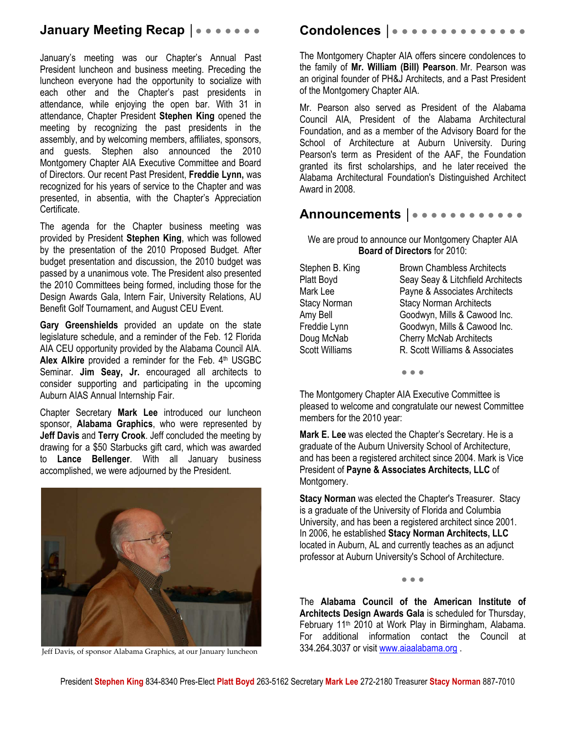## January Meeting Recap

January's meeting was our Chapter's Annual Past President luncheon and business meeting. Preceding the luncheon everyone had the opportunity to socialize with each other and the Chapter's past presidents in attendance, while enjoying the open bar. With 31 in attendance, Chapter President **Stephen King** opened the meeting by recognizing the past presidents in the assembly, and by welcoming members, affiliates, sponsors, and guests. Stephen also announced the 2010 Montgomery Chapter AIA Executive Committee and Board of Directors. Our recent Past President, **Freddie Lynn,** was recognized for his years of service to the Chapter and was presented, in absentia, with the Chapter's Appreciation Certificate.

The agenda for the Chapter business meeting was provided by President **Stephen King**, which was followed by the presentation of the 2010 Proposed Budget. After budget presentation and discussion, the 2010 budget was passed by a unanimous vote. The President also presented the 2010 Committees being formed, including those for the Design Awards Gala, Intern Fair, University Relations, AU Benefit Golf Tournament, and August CEU Event.

**Gary Greenshields** provided an update on the state legislature schedule, and a reminder of the Feb. 12 Florida AIA CEU opportunity provided by the Alabama Council AIA. **Alex Alkire** provided a reminder for the Feb. 4th USGBC Seminar. **Jim Seay, Jr.** encouraged all architects to consider supporting and participating in the upcoming Auburn AIAS Annual Internship Fair.

Chapter Secretary **Mark Lee** introduced our luncheon sponsor, **Alabama Graphics**, who were represented by **Jeff Davis** and **Terry Crook**. Jeff concluded the meeting by drawing for a $50 Starbucks gift card, which was awarded to **Lance Bellenger**. With all January business accomplished, we were adjourned by the President.

*Jeff Davis, of sponsor Alabama Graphics, at our January luncheon*

## Condolences

The Montgomery Chapter AIA offers sincere condolences to the family of **Mr. William (Bill) Pearson**. Mr. Pearson was an original founder of PH&J Architects, and a Past President of the Montgomery Chapter AIA.

Mr. Pearson also served as President of the Alabama Council AIA, President of the Alabama Architectural Foundation, and as a member of the Advisory Board for the School of Architecture at Auburn University. During Pearson's term as President of the AAF, the Foundation granted its first scholarships, and he later received the Alabama Architectural Foundation's Distinguished Architect Award in 2008.

## Announcements

We are proud to announce our Montgomery Chapter AIA **Board of Directors** for 2010:

| | |
|---|---|
| Stephen B. King | Brown Chambless Architects |
| Platt Boyd | Seay Seay & Litchfield Architects |
| Mark Lee | Payne & Associates Architects |
| Stacy Norman | Stacy Norman Architects |
| Amy Bell | Goodwyn, Mills & Cawood Inc. |
| Freddie Lynn | Goodwyn, Mills & Cawood Inc. |
| Doug McNab | Cherry McNab Architects |
| Scott Williams | R. Scott Williams & Associates |

• • •

The Montgomery Chapter AIA Executive Committee is pleased to welcome and congratulate our newest Committee members for the 2010 year:

**Mark E. Lee** was elected the Chapter's Secretary. He is a graduate of the Auburn University School of Architecture, and has been a registered architect since 2004. Mark is Vice President of **Payne & Associates Architects, LLC** of Montgomery.

**Stacy Norman** was elected the Chapter's Treasurer. Stacy is a graduate of the University of Florida and Columbia University, and has been a registered architect since 2001. In 2006, he established **Stacy Norman Architects, LLC** located in Auburn, AL and currently teaches as an adjunct professor at Auburn University's School of Architecture.

• • •

The **Alabama Council of the American Institute of Architects Design Awards Gala** is scheduled for Thursday, February 11th 2010 at Work Play in Birmingham, Alabama. For additional information contact the Council at 334.264.3037 or visit www.aiaalabama.org .

President **Stephen King** 834-8340 Pres-Elect **Platt Boyd** 263-5162 Secretary **Mark Lee** 272-2180 Treasurer **Stacy Norman** 887-7010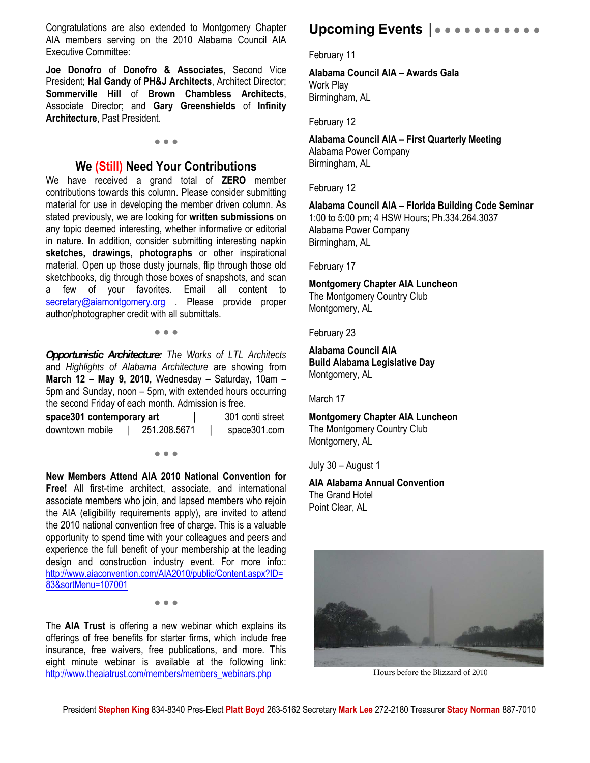Congratulations are also extended to Montgomery Chapter AIA members serving on the 2010 Alabama Council AIA Executive Committee:

**Joe Donofro** of **Donofro & Associates**, Second Vice President; **Hal Gandy** of **PH&J Architects**, Architect Director; **Sommerville Hill** of **Brown Chambless Architects**, Associate Director; and **Gary Greenshields** of **Infinity Architecture**, Past President.

• • •

## We (Still) Need Your Contributions

We have received a grand total of **ZERO** member contributions towards this column. Please consider submitting material for use in developing the member driven column. As stated previously, we are looking for **written submissions** on any topic deemed interesting, whether informative or editorial in nature. In addition, consider submitting interesting napkin **sketches, drawings, photographs** or other inspirational material. Open up those dusty journals, flip through those old sketchbooks, dig through those boxes of snapshots, and scan a few of your favorites. Email all content to secretary@aiamontgomery.org . Please provide proper author/photographer credit with all submittals.

• • •

***Opportunistic Architecture:*** *The Works of LTL Architects* and *Highlights of Alabama Architecture* are showing from **March 12 – May 9, 2010,** Wednesday – Saturday, 10am – 5pm and Sunday, noon – 5pm, with extended hours occurring the second Friday of each month. Admission is free.

**space301 contemporary art** | 301 conti street
downtown mobile | 251.208.5671 | space301.com

• • •

**New Members Attend AIA 2010 National Convention for Free!** All first-time architect, associate, and international associate members who join, and lapsed members who rejoin the AIA (eligibility requirements apply), are invited to attend the 2010 national convention free of charge. This is a valuable opportunity to spend time with your colleagues and peers and experience the full benefit of your membership at the leading design and construction industry event. For more info:: http://www.aiaconvention.com/AIA2010/public/Content.aspx?ID=83&sortMenu=107001

• • •

The **AIA Trust** is offering a new webinar which explains its offerings of free benefits for starter firms, which include free insurance, free waivers, free publications, and more. This eight minute webinar is available at the following link: http://www.theaiatrust.com/members/members_webinars.php

## Upcoming Events

February 11

**Alabama Council AIA – Awards Gala**
Work Play
Birmingham, AL

February 12

**Alabama Council AIA – First Quarterly Meeting**
Alabama Power Company
Birmingham, AL

February 12

**Alabama Council AIA – Florida Building Code Seminar**
1:00 to 5:00 pm; 4 HSW Hours; Ph.334.264.3037
Alabama Power Company
Birmingham, AL

February 17

**Montgomery Chapter AIA Luncheon**
The Montgomery Country Club
Montgomery, AL

February 23

**Alabama Council AIA**
**Build Alabama Legislative Day**
Montgomery, AL

March 17

**Montgomery Chapter AIA Luncheon**
The Montgomery Country Club
Montgomery, AL

July 30 – August 1

**AIA Alabama Annual Convention**
The Grand Hotel
Point Clear, AL

Hours before the Blizzard of 2010

President **Stephen King** 834-8340 Pres-Elect **Platt Boyd** 263-5162 Secretary **Mark Lee** 272-2180 Treasurer **Stacy Norman** 887-7010